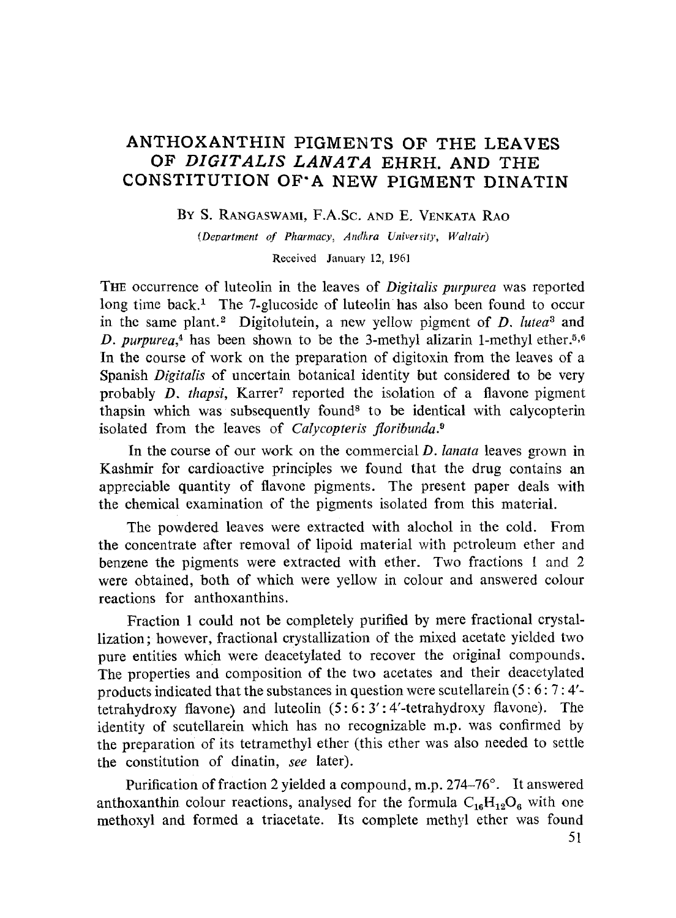# ANTHOXANTHIN PIGMENTS OF THE LEAVES OF *DIGITALIS LANATA* EHRH. AND THE CONSTITUTION OF A NEW PIGMENT DINATIN

By S. Rangaswami, F.A.Sc. and E. Venkata Rao

(Department of Pharmacy, Andhra University, Waltair)

Received January 12, 1961

The occurrence of luteolin in the leaves of *Digitalis purpurea* was reported long time back.[1] The 7-glucoside of luteolin has also been found to occur in the same plant.[2] Digitolutein, a new yellow pigment of *D. lutea*[3] and *D. purpurea*,[4] has been shown to be the 3-methyl alizarin 1-methyl ether.[5,6] In the course of work on the preparation of digitoxin from the leaves of a Spanish *Digitalis* of uncertain botanical identity but considered to be very probably *D. thapsi*, Karrer[7] reported the isolation of a flavone pigment thapsin which was subsequently found[8] to be identical with calycopterin isolated from the leaves of *Calycopteris floribunda*.[9]

In the course of our work on the commercial *D. lanata* leaves grown in Kashmir for cardioactive principles we found that the drug contains an appreciable quantity of flavone pigments. The present paper deals with the chemical examination of the pigments isolated from this material.

The powdered leaves were extracted with alochol in the cold. From the concentrate after removal of lipoid material with petroleum ether and benzene the pigments were extracted with ether. Two fractions 1 and 2 were obtained, both of which were yellow in colour and answered colour reactions for anthoxanthins.

Fraction 1 could not be completely purified by mere fractional crystallization; however, fractional crystallization of the mixed acetate yielded two pure entities which were deacetylated to recover the original compounds. The properties and composition of the two acetates and their deacetylated products indicated that the substances in question were scutellarein (5 : 6 : 7 : 4'-tetrahydroxy flavone) and luteolin (5 : 6 : 3' : 4'-tetrahydroxy flavone). The identity of scutellarein which has no recognizable m.p. was confirmed by the preparation of its tetramethyl ether (this ether was also needed to settle the constitution of dinatin, *see* later).

Purification of fraction 2 yielded a compound, m.p. 274–76°. It answered anthoxanthin colour reactions, analysed for the formula $C_{16}H_{12}O_6$ with one methoxyl and formed a triacetate. Its complete methyl ether was found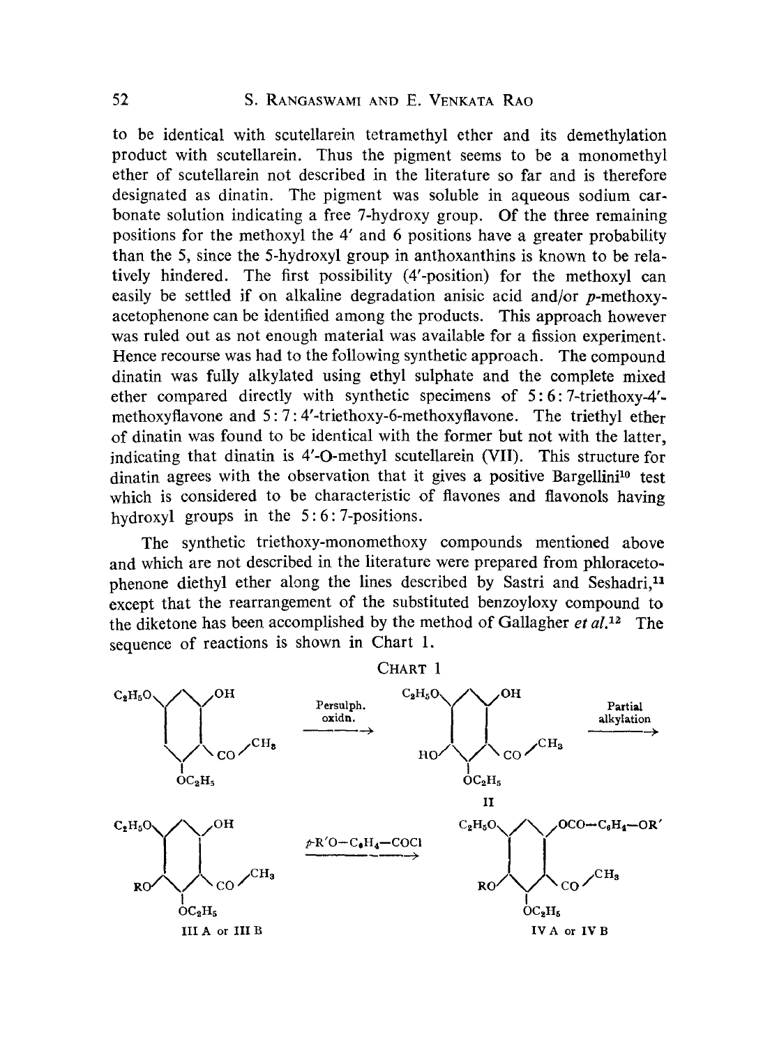to be identical with scutellarein tetramethyl ether and its demethylation product with scutellarein. Thus the pigment seems to be a monomethyl ether of scutellarein not described in the literature so far and is therefore designated as dinatin. The pigment was soluble in aqueous sodium carbonate solution indicating a free 7-hydroxy group. Of the three remaining positions for the methoxyl the 4′ and 6 positions have a greater probability than the 5, since the 5-hydroxyl group in anthoxanthins is known to be relatively hindered. The first possibility (4′-position) for the methoxyl can easily be settled if on alkaline degradation anisic acid and/or *p*-methoxyacetophenone can be identified among the products. This approach however was ruled out as not enough material was available for a fission experiment. Hence recourse was had to the following synthetic approach. The compound dinatin was fully alkylated using ethyl sulphate and the complete mixed ether compared directly with synthetic specimens of 5:6:7-triethoxy-4′-methoxyflavone and 5:7:4′-triethoxy-6-methoxyflavone. The triethyl ether of dinatin was found to be identical with the former but not with the latter, indicating that dinatin is 4′-O-methyl scutellarein (VII). This structure for dinatin agrees with the observation that it gives a positive Bargellini[10] test which is considered to be characteristic of flavones and flavonols having hydroxyl groups in the 5:6:7-positions.

The synthetic triethoxy-monomethoxy compounds mentioned above and which are not described in the literature were prepared from phloracetophenone diethyl ether along the lines described by Sastri and Seshadri,[11] except that the rearrangement of the substituted benzoyloxy compound to the diketone has been accomplished by the method of Gallagher *et al.*[12] The sequence of reactions is shown in Chart 1.

CHART 1

Persulph. oxidn. → II → Partial alkylation →

III A or III B → *p*-R′O—$C_6H_4$—COCl → IV A or IV B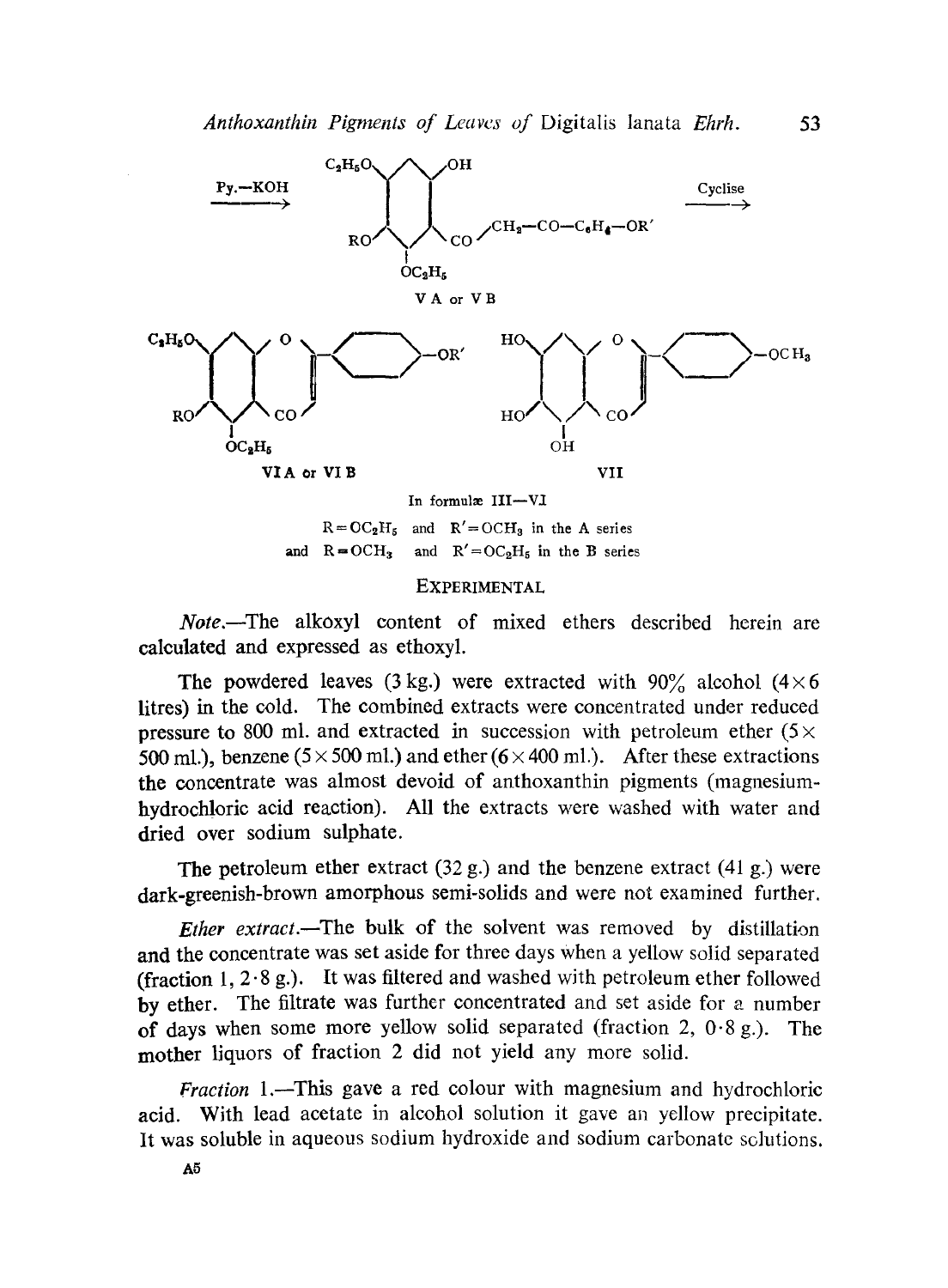Py.—KOH ⟶ VA or VB ⟶ Cyclise

VA or VB

VIA or VIB VII

In formulæ III—VI

$R = OC_2H_5$ and $R' = OCH_3$ in the A series

and $R = OCH_3$ and $R' = OC_2H_5$ in the B series

## EXPERIMENTAL

*Note*.—The alkoxyl content of mixed ethers described herein are calculated and expressed as ethoxyl.

The powdered leaves (3 kg.) were extracted with 90% alcohol (4×6 litres) in the cold. The combined extracts were concentrated under reduced pressure to 800 ml. and extracted in succession with petroleum ether (5× 500 ml.), benzene (5×500 ml.) and ether (6×400 ml.). After these extractions the concentrate was almost devoid of anthoxanthin pigments (magnesium-hydrochloric acid reaction). All the extracts were washed with water and dried over sodium sulphate.

The petroleum ether extract (32 g.) and the benzene extract (41 g.) were dark-greenish-brown amorphous semi-solids and were not examined further.

*Ether extract*.—The bulk of the solvent was removed by distillation and the concentrate was set aside for three days when a yellow solid separated (fraction 1, 2·8 g.). It was filtered and washed with petroleum ether followed by ether. The filtrate was further concentrated and set aside for a number of days when some more yellow solid separated (fraction 2, 0·8 g.). The mother liquors of fraction 2 did not yield any more solid.

*Fraction* 1.—This gave a red colour with magnesium and hydrochloric acid. With lead acetate in alcohol solution it gave an yellow precipitate. It was soluble in aqueous sodium hydroxide and sodium carbonate solutions.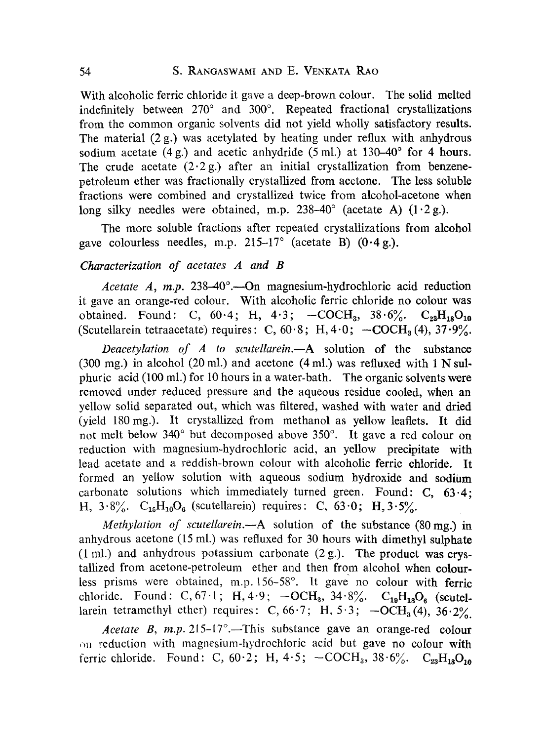With alcoholic ferric chloride it gave a deep-brown colour. The solid melted indefinitely between 270° and 300°. Repeated fractional crystallizations from the common organic solvents did not yield wholly satisfactory results. The material (2 g.) was acetylated by heating under reflux with anhydrous sodium acetate (4 g.) and acetic anhydride (5 ml.) at 130–40° for 4 hours. The crude acetate (2·2 g.) after an initial crystallization from benzene-petroleum ether was fractionally crystallized from acetone. The less soluble fractions were combined and crystallized twice from alcohol-acetone when long silky needles were obtained, m.p. 238–40° (acetate A) (1·2 g.).

The more soluble fractions after repeated crystallizations from alcohol gave colourless needles, m.p. 215–17° (acetate B) (0·4 g.).

### *Characterization of acetates A and B*

*Acetate A, m.p.* 238–40°.—On magnesium-hydrochloric acid reduction it gave an orange-red colour. With alcoholic ferric chloride no colour was obtained. Found: C, 60·4; H, 4·3; $-COCH_3$, 38·6%. $C_{23}H_{18}O_{10}$ (Scutellarein tetraacetate) requires: C, 60·8; H, 4·0; $-COCH_3$ (4), 37·9%.

*Deacetylation of A to scutellarein.*—A solution of the substance (300 mg.) in alcohol (20 ml.) and acetone (4 ml.) was refluxed with 1 N sulphuric acid (100 ml.) for 10 hours in a water-bath. The organic solvents were removed under reduced pressure and the aqueous residue cooled, when an yellow solid separated out, which was filtered, washed with water and dried (yield 180 mg.). It crystallized from methanol as yellow leaflets. It did not melt below 340° but decomposed above 350°. It gave a red colour on reduction with magnesium-hydrochloric acid, an yellow precipitate with lead acetate and a reddish-brown colour with alcoholic ferric chloride. It formed an yellow solution with aqueous sodium hydroxide and sodium carbonate solutions which immediately turned green. Found: C, 63·4; H, 3·8%. $C_{15}H_{10}O_6$ (scutellarein) requires: C, 63·0; H, 3·5%.

*Methylation of scutellarein.*—A solution of the substance (80 mg.) in anhydrous acetone (15 ml.) was refluxed for 30 hours with dimethyl sulphate (1 ml.) and anhydrous potassium carbonate (2 g.). The product was crystallized from acetone-petroleum ether and then from alcohol when colourless prisms were obtained, m.p. 156–58°. It gave no colour with ferric chloride. Found: C, 67·1; H, 4·9; $-OCH_3$, 34·8%. $C_{19}H_{18}O_6$ (scutellarein tetramethyl ether) requires: C, 66·7; H, 5·3; $-OCH_3$ (4), 36·2%.

*Acetate B, m.p.* 215–17°.—This substance gave an orange-red colour on reduction with magnesium-hydrochloric acid but gave no colour with ferric chloride. Found: C, 60·2; H, 4·5; $-COCH_3$, 38·6%. $C_{23}H_{18}O_{10}$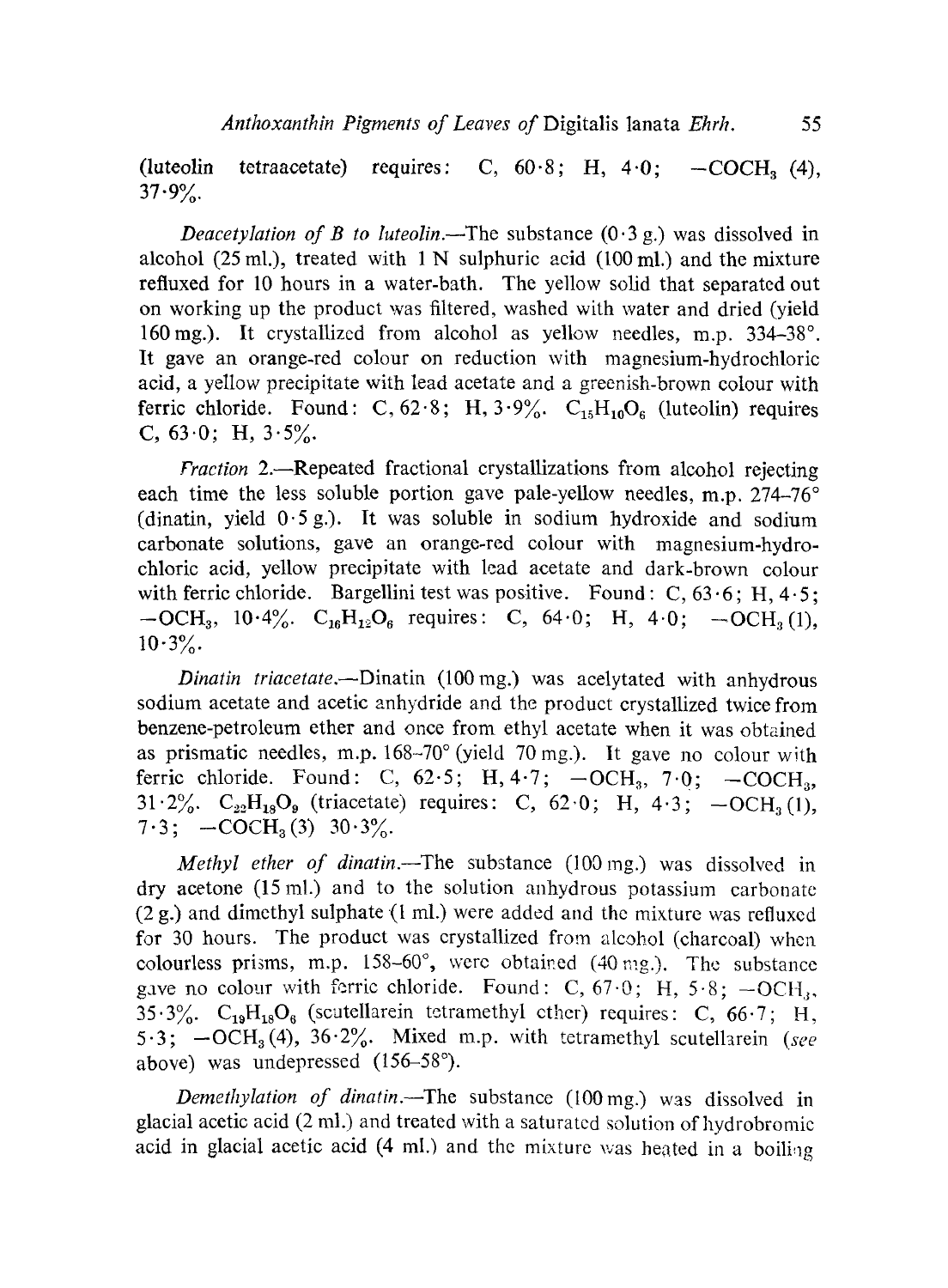(luteolin tetraacetate) requires: C, 60·8; H, 4·0; $-COCH_3$ (4), 37·9%.

*Deacetylation of B to luteolin.*—The substance (0·3 g.) was dissolved in alcohol (25 ml.), treated with 1 N sulphuric acid (100 ml.) and the mixture refluxed for 10 hours in a water-bath. The yellow solid that separated out on working up the product was filtered, washed with water and dried (yield 160 mg.). It crystallized from alcohol as yellow needles, m.p. 334–38°. It gave an orange-red colour on reduction with magnesium-hydrochloric acid, a yellow precipitate with lead acetate and a greenish-brown colour with ferric chloride. Found: C, 62·8; H, 3·9%. $C_{15}H_{10}O_6$ (luteolin) requires C, 63·0; H, 3·5%.

*Fraction 2.*—Repeated fractional crystallizations from alcohol rejecting each time the less soluble portion gave pale-yellow needles, m.p. 274–76° (dinatin, yield 0·5 g.). It was soluble in sodium hydroxide and sodium carbonate solutions, gave an orange-red colour with magnesium-hydrochloric acid, yellow precipitate with lead acetate and dark-brown colour with ferric chloride. Bargellini test was positive. Found: C, 63·6; H, 4·5; $-OCH_3$, 10·4%. $C_{16}H_{12}O_6$ requires: C, 64·0; H, 4·0; $-OCH_3$ (1), 10·3%.

*Dinatin triacetate.*—Dinatin (100 mg.) was acelytated with anhydrous sodium acetate and acetic anhydride and the product crystallized twice from benzene-petroleum ether and once from ethyl acetate when it was obtained as prismatic needles, m.p. 168–70° (yield 70 mg.). It gave no colour with ferric chloride. Found: C, 62·5; H, 4·7; $-OCH_3$, 7·0; $-COCH_3$, 31·2%. $C_{22}H_{18}O_9$ (triacetate) requires: C, 62·0; H, 4·3; $-OCH_3$ (1), 7·3; $-COCH_3$ (3) 30·3%.

*Methyl ether of dinatin.*—The substance (100 mg.) was dissolved in dry acetone (15 ml.) and to the solution anhydrous potassium carbonate (2 g.) and dimethyl sulphate (1 ml.) were added and the mixture was refluxed for 30 hours. The product was crystallized from alcohol (charcoal) when colourless prisms, m.p. 158–60°, were obtained (40 mg.). The substance gave no colour with ferric chloride. Found: C, 67·0; H, 5·8; $-OCH_3$, 35·3%. $C_{19}H_{18}O_6$ (scutellarein tetramethyl ether) requires: C, 66·7; H, 5·3; $-OCH_3$ (4), 36·2%. Mixed m.p. with tetramethyl scutellarein (*see* above) was undepressed (156–58°).

*Demethylation of dinatin.*—The substance (100 mg.) was dissolved in glacial acetic acid (2 ml.) and treated with a saturated solution of hydrobromic acid in glacial acetic acid (4 ml.) and the mixture was heated in a boiling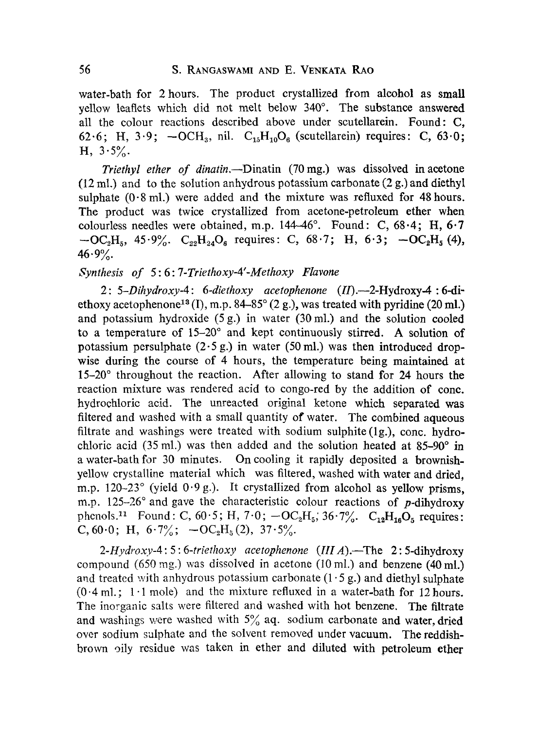water-bath for 2 hours. The product crystallized from alcohol as small yellow leaflets which did not melt below 340°. The substance answered all the colour reactions described above under scutellarein. Found: C, 62·6; H, 3·9; $-OCH_3$, nil. $C_{15}H_{10}O_6$ (scutellarein) requires: C, 63·0; H, 3·5%.

*Triethyl ether of dinatin.*—Dinatin (70 mg.) was dissolved in acetone (12 ml.) and to the solution anhydrous potassium carbonate (2 g.) and diethyl sulphate (0·8 ml.) were added and the mixture was refluxed for 48 hours. The product was twice crystallized from acetone-petroleum ether when colourless needles were obtained, m.p. 144–46°. Found: C, 68·4; H, 6·7 $-OC_2H_5$, 45·9%. $C_{22}H_{24}O_6$ requires: C, 68·7; H, 6·3; $-OC_2H_5$ (4), 46·9%.

### *Synthesis of* 5 : 6 : 7-*Triethoxy-4'-Methoxy Flavone*

2 : 5-*Dihydroxy*-4 : 6-*diethoxy acetophenone* (*II*).—2-Hydroxy-4 : 6-diethoxy acetophenone[13] (I), m.p. 84–85° (2 g.), was treated with pyridine (20 ml.) and potassium hydroxide (5 g.) in water (30 ml.) and the solution cooled to a temperature of 15–20° and kept continuously stirred. A solution of potassium persulphate (2·5 g.) in water (50 ml.) was then introduced dropwise during the course of 4 hours, the temperature being maintained at 15–20° throughout the reaction. After allowing to stand for 24 hours the reaction mixture was rendered acid to congo-red by the addition of conc. hydrochloric acid. The unreacted original ketone which separated was filtered and washed with a small quantity of water. The combined aqueous filtrate and washings were treated with sodium sulphite (1g.), conc. hydrochloric acid (35 ml.) was then added and the solution heated at 85–90° in a water-bath for 30 minutes. On cooling it rapidly deposited a brownish-yellow crystalline material which was filtered, washed with water and dried, m.p. 120–23° (yield 0·9 g.). It crystallized from alcohol as yellow prisms, m.p. 125–26° and gave the characteristic colour reactions of *p*-dihydroxy phenols.[11] Found: C, 60·5; H, 7·0; $-OC_2H_5$, 36·7%. $C_{12}H_{16}O_5$ requires: C, 60·0; H, 6·7%; $-OC_2H_5$ (2), 37·5%.

2-*Hydroxy*-4 : 5 : 6-*triethoxy acetophenone* (*III A*).—The 2 : 5-dihydroxy compound (650 mg.) was dissolved in acetone (10 ml.) and benzene (40 ml.) and treated with anhydrous potassium carbonate (1·5 g.) and diethyl sulphate (0·4 ml.; 1·1 mole) and the mixture refluxed in a water-bath for 12 hours. The inorganic salts were filtered and washed with hot benzene. The filtrate and washings were washed with 5% aq. sodium carbonate and water, dried over sodium sulphate and the solvent removed under vacuum. The reddish-brown oily residue was taken in ether and diluted with petroleum ether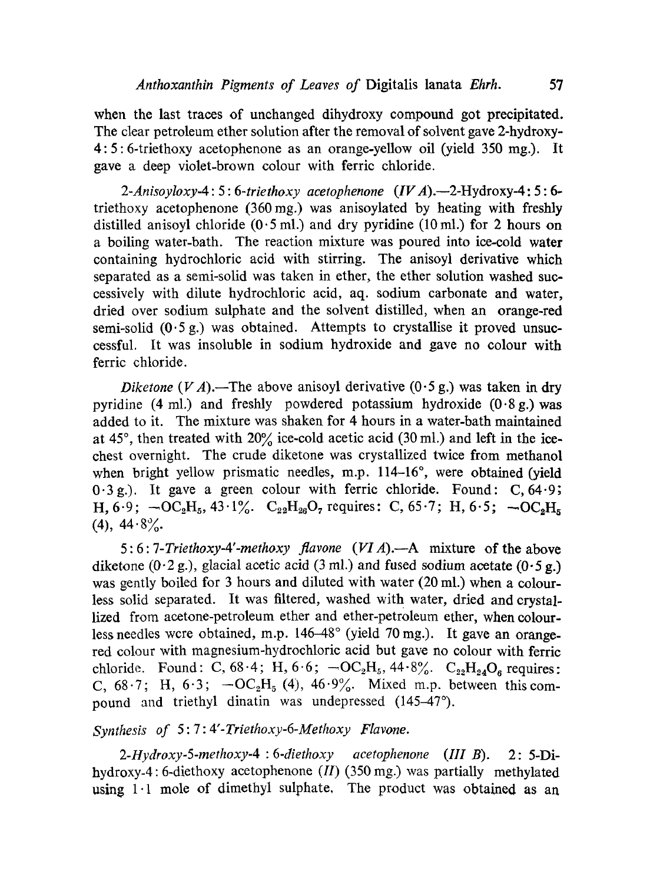when the last traces of unchanged dihydroxy compound got precipitated. The clear petroleum ether solution after the removal of solvent gave 2-hydroxy-4 : 5 : 6-triethoxy acetophenone as an orange-yellow oil (yield 350 mg.). It gave a deep violet-brown colour with ferric chloride.

*2-Anisoyloxy-4 : 5 : 6-triethoxy acetophenone (IV A).*—2-Hydroxy-4 : 5 : 6-triethoxy acetophenone (360 mg.) was anisoylated by heating with freshly distilled anisoyl chloride (0·5 ml.) and dry pyridine (10 ml.) for 2 hours on a boiling water-bath. The reaction mixture was poured into ice-cold water containing hydrochloric acid with stirring. The anisoyl derivative which separated as a semi-solid was taken in ether, the ether solution washed successively with dilute hydrochloric acid, aq. sodium carbonate and water, dried over sodium sulphate and the solvent distilled, when an orange-red semi-solid (0·5 g.) was obtained. Attempts to crystallise it proved unsuccessful. It was insoluble in sodium hydroxide and gave no colour with ferric chloride.

*Diketone (V A).*—The above anisoyl derivative (0·5 g.) was taken in dry pyridine (4 ml.) and freshly powdered potassium hydroxide (0·8 g.) was added to it. The mixture was shaken for 4 hours in a water-bath maintained at 45°, then treated with 20% ice-cold acetic acid (30 ml.) and left in the ice-chest overnight. The crude diketone was crystallized twice from methanol when bright yellow prismatic needles, m.p. 114–16°, were obtained (yield 0·3 g.). It gave a green colour with ferric chloride. Found: C, 64·9; H, 6·9; $-OC_2H_5$, 43·1%. $C_{22}H_{26}O_7$ requires: C, 65·7; H, 6·5; $-OC_2H_5$ (4), 44·8%.

*5 : 6 : 7-Triethoxy-4'-methoxy flavone (VI A).*—A mixture of the above diketone (0·2 g.), glacial acetic acid (3 ml.) and fused sodium acetate (0·5 g.) was gently boiled for 3 hours and diluted with water (20 ml.) when a colourless solid separated. It was filtered, washed with water, dried and crystallized from acetone-petroleum ether and ether-petroleum ether, when colourless needles were obtained, m.p. 146–48° (yield 70 mg.). It gave an orange-red colour with magnesium-hydrochloric acid but gave no colour with ferric chloride. Found: C, 68·4; H, 6·6; $-OC_2H_5$, 44·8%. $C_{22}H_{24}O_6$ requires: C, 68·7; H, 6·3; $-OC_2H_5$ (4), 46·9%. Mixed m.p. between this compound and triethyl dinatin was undepressed (145–47°).

*Synthesis of 5 : 7 : 4'-Triethoxy-6-Methoxy Flavone.*

*2-Hydroxy-5-methoxy-4 : 6-diethoxy acetophenone (III B).* 2 : 5-Dihydroxy-4 : 6-diethoxy acetophenone (*II*) (350 mg.) was partially methylated using 1·1 mole of dimethyl sulphate. The product was obtained as an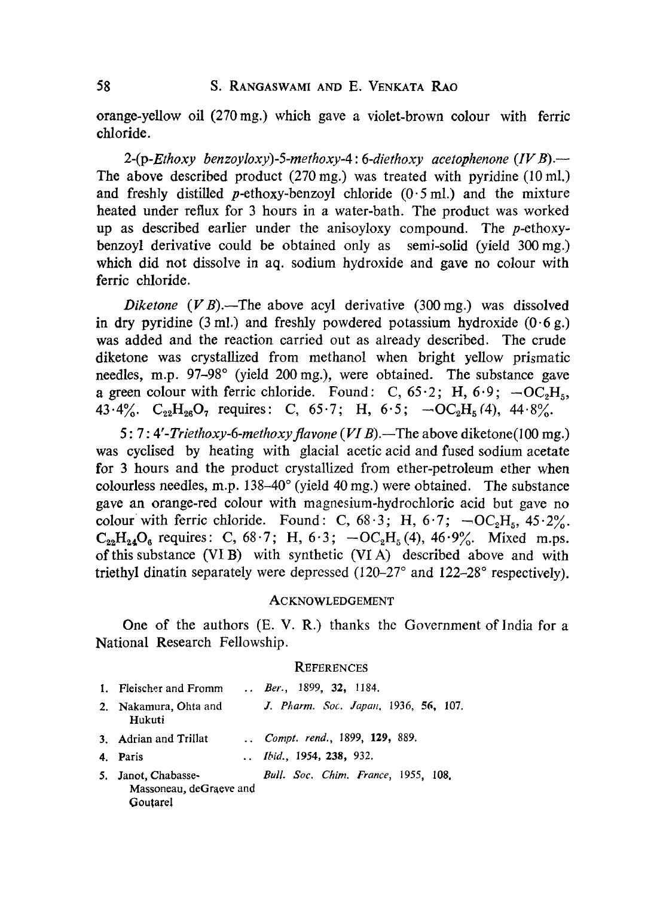orange-yellow oil (270 mg.) which gave a violet-brown colour with ferric chloride.

*2-(p-Ethoxy benzoyloxy)-5-methoxy-4 : 6-diethoxy acetophenone (IV B)*.—The above described product (270 mg.) was treated with pyridine (10 ml.) and freshly distilled *p*-ethoxy-benzoyl chloride (0·5 ml.) and the mixture heated under reflux for 3 hours in a water-bath. The product was worked up as described earlier under the anisoyloxy compound. The *p*-ethoxy-benzoyl derivative could be obtained only as semi-solid (yield 300 mg.) which did not dissolve in aq. sodium hydroxide and gave no colour with ferric chloride.

*Diketone (V B)*.—The above acyl derivative (300 mg.) was dissolved in dry pyridine (3 ml.) and freshly powdered potassium hydroxide (0·6 g.) was added and the reaction carried out as already described. The crude diketone was crystallized from methanol when bright yellow prismatic needles, m.p. 97–98° (yield 200 mg.), were obtained. The substance gave a green colour with ferric chloride. Found: C, 65·2; H, 6·9; $-OC_2H_5$, 43·4%. $C_{22}H_{26}O_7$ requires: C, 65·7; H, 6·5; $-OC_2H_5$ (4), 44·8%.

*5 : 7 : 4′-Triethoxy-6-methoxy flavone (VI B)*.—The above diketone(100 mg.) was cyclised by heating with glacial acetic acid and fused sodium acetate for 3 hours and the product crystallized from ether-petroleum ether when colourless needles, m.p. 138–40° (yield 40 mg.) were obtained. The substance gave an orange-red colour with magnesium-hydrochloric acid but gave no colour with ferric chloride. Found: C, 68·3; H, 6·7; $-OC_2H_5$, 45·2%. $C_{22}H_{24}O_6$ requires: C, 68·7; H, 6·3; $-OC_2H_5$ (4), 46·9%. Mixed m.ps. of this substance (VI B) with synthetic (VI A) described above and with triethyl dinatin separately were depressed (120–27° and 122–28° respectively).

## Acknowledgement

One of the authors (E. V. R.) thanks the Government of India for a National Research Fellowship.

## References

1. Fleischer and Fromm .. *Ber.*, 1899, **32**, 1184.
2. Nakamura, Ohta and Hukuti — *J. Pharm. Soc. Japan*, 1936, **56**, 107.
3. Adrian and Trillat .. *Compt. rend.*, 1899, **129**, 889.
4. Paris .. *Ibid.*, 1954, **238**, 932.
5. Janot, Chabasse-Massoneau, deGraeve and Goutarel — *Bull. Soc. Chim. France*, 1955, **108**.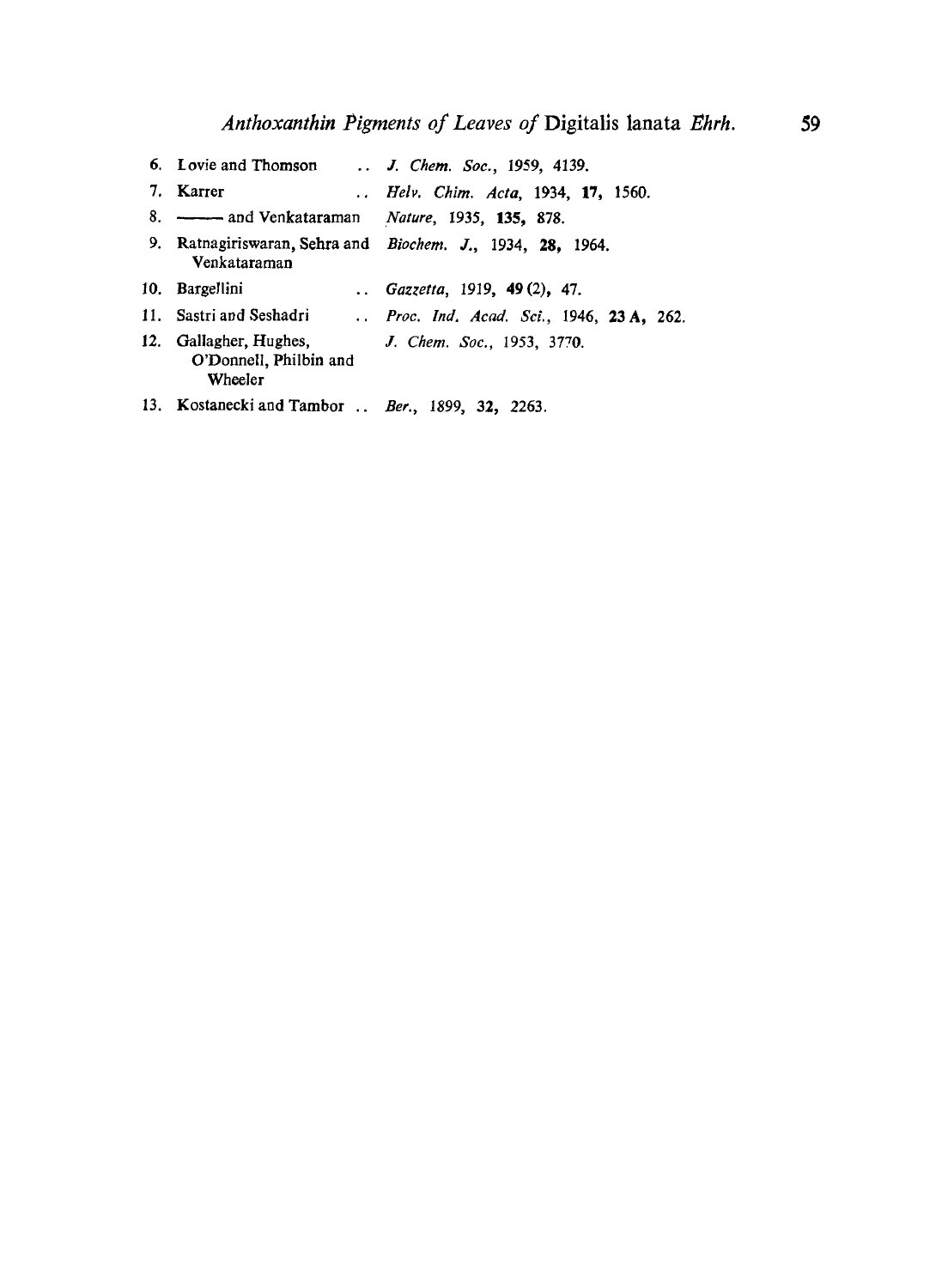6. Lovie and Thomson .. *J. Chem. Soc.*, 1959, 4139.
7. Karrer .. *Helv. Chim. Acta*, 1934, **17**, 1560.
8. ——— and Venkataraman *Nature*, 1935, **135**, 878.
9. Ratnagiriswaran, Sehra and Venkataraman *Biochem. J.*, 1934, **28**, 1964.
10. Bargellini .. *Gazzetta*, 1919, **49** (2), 47.
11. Sastri and Seshadri .. *Proc. Ind. Acad. Sci.*, 1946, **23 A**, 262.
12. Gallagher, Hughes, O'Donnell, Philbin and Wheeler *J. Chem. Soc.*, 1953, 3770.
13. Kostanecki and Tambor .. *Ber.*, 1899, **32**, 2263.